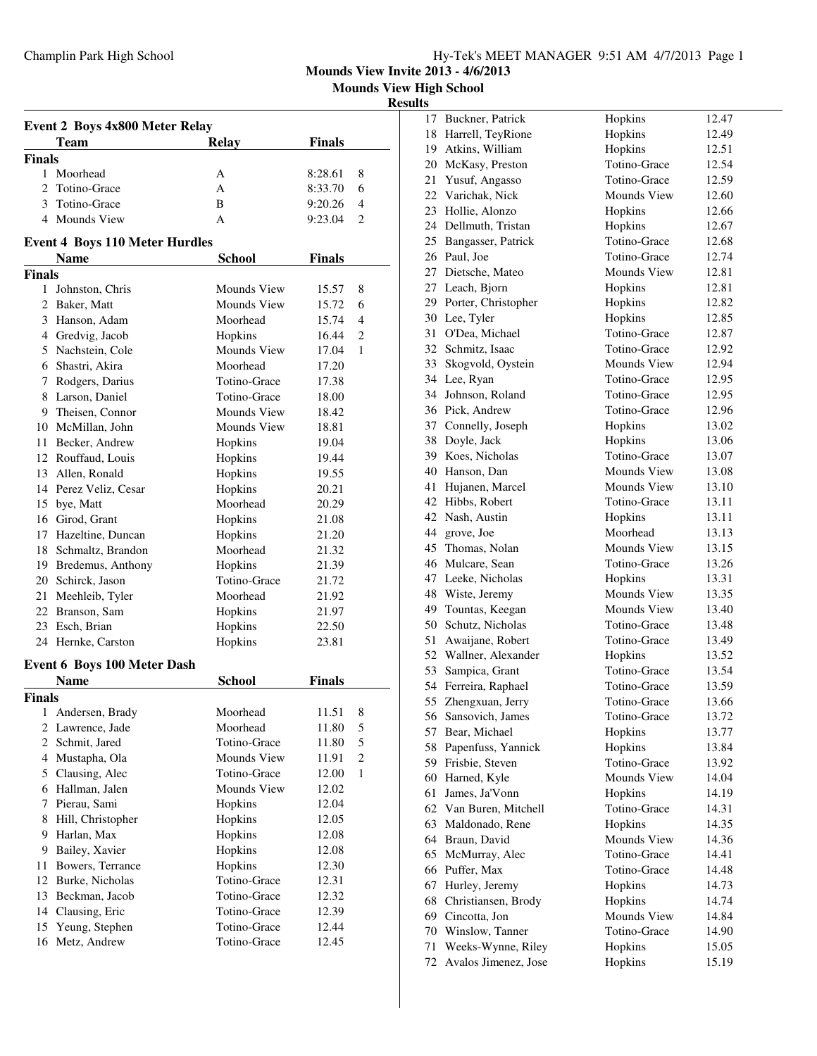**Mounds View Invite 2013 - 4/6/2013**
**Mounds View High School**
**Results**

## Event 2 Boys 4x800 Meter Relay

| | Team | Relay | Finals | |
|---|---|---|---|---|
| **Finals** | | | | |
| 1 | Moorhead | A | 8:28.61 | 8 |
| 2 | Totino-Grace | A | 8:33.70 | 6 |
| 3 | Totino-Grace | B | 9:20.26 | 4 |
| 4 | Mounds View | A | 9:23.04 | 2 |

## Event 4 Boys 110 Meter Hurdles

| | Name | School | Finals | |
|---|---|---|---|---|
| **Finals** | | | | |
| 1 | Johnston, Chris | Mounds View | 15.57 | 8 |
| 2 | Baker, Matt | Mounds View | 15.72 | 6 |
| 3 | Hanson, Adam | Moorhead | 15.74 | 4 |
| 4 | Gredvig, Jacob | Hopkins | 16.44 | 2 |
| 5 | Nachstein, Cole | Mounds View | 17.04 | 1 |
| 6 | Shastri, Akira | Moorhead | 17.20 | |
| 7 | Rodgers, Darius | Totino-Grace | 17.38 | |
| 8 | Larson, Daniel | Totino-Grace | 18.00 | |
| 9 | Theisen, Connor | Mounds View | 18.42 | |
| 10 | McMillan, John | Mounds View | 18.81 | |
| 11 | Becker, Andrew | Hopkins | 19.04 | |
| 12 | Rouffaud, Louis | Hopkins | 19.44 | |
| 13 | Allen, Ronald | Hopkins | 19.55 | |
| 14 | Perez Veliz, Cesar | Hopkins | 20.21 | |
| 15 | bye, Matt | Moorhead | 20.29 | |
| 16 | Girod, Grant | Hopkins | 21.08 | |
| 17 | Hazeltine, Duncan | Hopkins | 21.20 | |
| 18 | Schmaltz, Brandon | Moorhead | 21.32 | |
| 19 | Bredemus, Anthony | Hopkins | 21.39 | |
| 20 | Schirck, Jason | Totino-Grace | 21.72 | |
| 21 | Meehleib, Tyler | Moorhead | 21.92 | |
| 22 | Branson, Sam | Hopkins | 21.97 | |
| 23 | Esch, Brian | Hopkins | 22.50 | |
| 24 | Hernke, Carston | Hopkins | 23.81 | |

## Event 6 Boys 100 Meter Dash

| | Name | School | Finals | |
|---|---|---|---|---|
| **Finals** | | | | |
| 1 | Andersen, Brady | Moorhead | 11.51 | 8 |
| 2 | Lawrence, Jade | Moorhead | 11.80 | 5 |
| 2 | Schmit, Jared | Totino-Grace | 11.80 | 5 |
| 4 | Mustapha, Ola | Mounds View | 11.91 | 2 |
| 5 | Clausing, Alec | Totino-Grace | 12.00 | 1 |
| 6 | Hallman, Jalen | Mounds View | 12.02 | |
| 7 | Pierau, Sami | Hopkins | 12.04 | |
| 8 | Hill, Christopher | Hopkins | 12.05 | |
| 9 | Harlan, Max | Hopkins | 12.08 | |
| 9 | Bailey, Xavier | Hopkins | 12.08 | |
| 11 | Bowers, Terrance | Hopkins | 12.30 | |
| 12 | Burke, Nicholas | Totino-Grace | 12.31 | |
| 13 | Beckman, Jacob | Totino-Grace | 12.32 | |
| 14 | Clausing, Eric | Totino-Grace | 12.39 | |
| 15 | Yeung, Stephen | Totino-Grace | 12.44 | |
| 16 | Metz, Andrew | Totino-Grace | 12.45 | |
| 17 | Buckner, Patrick | Hopkins | 12.47 | |
| 18 | Harrell, TeyRione | Hopkins | 12.49 | |
| 19 | Atkins, William | Hopkins | 12.51 | |
| 20 | McKasy, Preston | Totino-Grace | 12.54 | |
| 21 | Yusuf, Angasso | Totino-Grace | 12.59 | |
| 22 | Varichak, Nick | Mounds View | 12.60 | |
| 23 | Hollie, Alonzo | Hopkins | 12.66 | |
| 24 | Dellmuth, Tristan | Hopkins | 12.67 | |
| 25 | Bangasser, Patrick | Totino-Grace | 12.68 | |
| 26 | Paul, Joe | Totino-Grace | 12.74 | |
| 27 | Dietsche, Mateo | Mounds View | 12.81 | |
| 27 | Leach, Bjorn | Hopkins | 12.81 | |
| 29 | Porter, Christopher | Hopkins | 12.82 | |
| 30 | Lee, Tyler | Hopkins | 12.85 | |
| 31 | O'Dea, Michael | Totino-Grace | 12.87 | |
| 32 | Schmitz, Isaac | Totino-Grace | 12.92 | |
| 33 | Skogvold, Oystein | Mounds View | 12.94 | |
| 34 | Lee, Ryan | Totino-Grace | 12.95 | |
| 34 | Johnson, Roland | Totino-Grace | 12.95 | |
| 36 | Pick, Andrew | Totino-Grace | 12.96 | |
| 37 | Connelly, Joseph | Hopkins | 13.02 | |
| 38 | Doyle, Jack | Hopkins | 13.06 | |
| 39 | Koes, Nicholas | Totino-Grace | 13.07 | |
| 40 | Hanson, Dan | Mounds View | 13.08 | |
| 41 | Hujanen, Marcel | Mounds View | 13.10 | |
| 42 | Hibbs, Robert | Totino-Grace | 13.11 | |
| 42 | Nash, Austin | Hopkins | 13.11 | |
| 44 | grove, Joe | Moorhead | 13.13 | |
| 45 | Thomas, Nolan | Mounds View | 13.15 | |
| 46 | Mulcare, Sean | Totino-Grace | 13.26 | |
| 47 | Leeke, Nicholas | Hopkins | 13.31 | |
| 48 | Wiste, Jeremy | Mounds View | 13.35 | |
| 49 | Tountas, Keegan | Mounds View | 13.40 | |
| 50 | Schutz, Nicholas | Totino-Grace | 13.48 | |
| 51 | Awaijane, Robert | Totino-Grace | 13.49 | |
| 52 | Wallner, Alexander | Hopkins | 13.52 | |
| 53 | Sampica, Grant | Totino-Grace | 13.54 | |
| 54 | Ferreira, Raphael | Totino-Grace | 13.59 | |
| 55 | Zhengxuan, Jerry | Totino-Grace | 13.66 | |
| 56 | Sansovich, James | Totino-Grace | 13.72 | |
| 57 | Bear, Michael | Hopkins | 13.77 | |
| 58 | Papenfuss, Yannick | Hopkins | 13.84 | |
| 59 | Frisbie, Steven | Totino-Grace | 13.92 | |
| 60 | Harned, Kyle | Mounds View | 14.04 | |
| 61 | James, Ja'Vonn | Hopkins | 14.19 | |
| 62 | Van Buren, Mitchell | Totino-Grace | 14.31 | |
| 63 | Maldonado, Rene | Hopkins | 14.35 | |
| 64 | Braun, David | Mounds View | 14.36 | |
| 65 | McMurray, Alec | Totino-Grace | 14.41 | |
| 66 | Puffer, Max | Totino-Grace | 14.48 | |
| 67 | Hurley, Jeremy | Hopkins | 14.73 | |
| 68 | Christiansen, Brody | Hopkins | 14.74 | |
| 69 | Cincotta, Jon | Mounds View | 14.84 | |
| 70 | Winslow, Tanner | Totino-Grace | 14.90 | |
| 71 | Weeks-Wynne, Riley | Hopkins | 15.05 | |
| 72 | Avalos Jimenez, Jose | Hopkins | 15.19 | |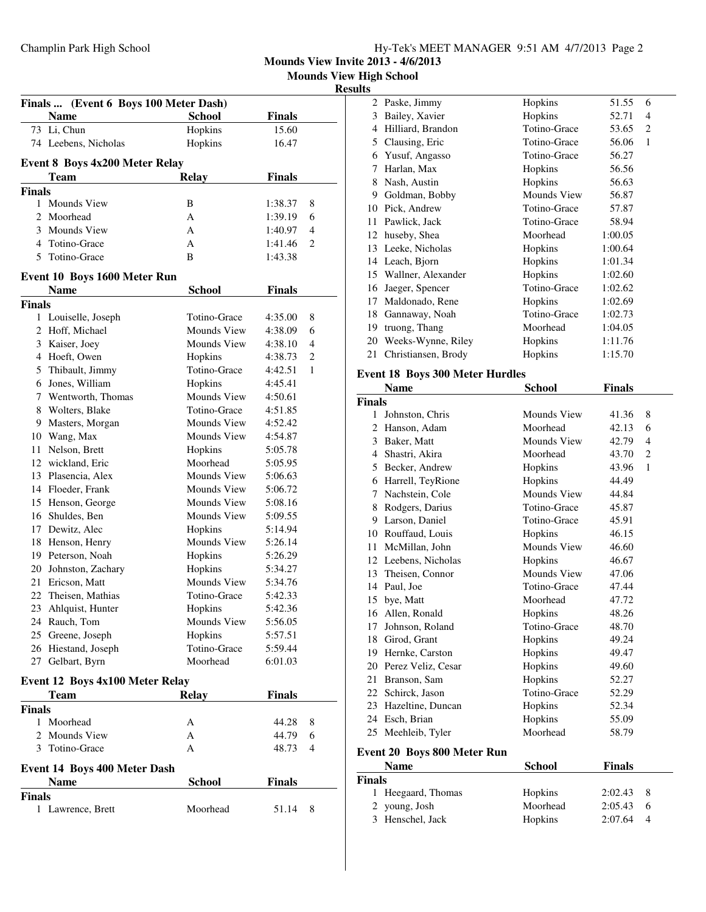Mounds View Invite 2013 - 4/6/2013

Mounds View High School

Results

### Finals ... (Event 6 Boys 100 Meter Dash)

| | Name | School | Finals | |
|---|---|---|---|---|
| 73 | Li, Chun | Hopkins | 15.60 | |
| 74 | Leebens, Nicholas | Hopkins | 16.47 | |

### Event 8 Boys 4x200 Meter Relay

**Finals**

| | Team | Relay | Finals | |
|---|---|---|---|---|
| 1 | Mounds View | B | 1:38.37 | 8 |
| 2 | Moorhead | A | 1:39.19 | 6 |
| 3 | Mounds View | A | 1:40.97 | 4 |
| 4 | Totino-Grace | A | 1:41.46 | 2 |
| 5 | Totino-Grace | B | 1:43.38 | |

### Event 10 Boys 1600 Meter Run

**Finals**

| | Name | School | Finals | |
|---|---|---|---|---|
| 1 | Louiselle, Joseph | Totino-Grace | 4:35.00 | 8 |
| 2 | Hoff, Michael | Mounds View | 4:38.09 | 6 |
| 3 | Kaiser, Joey | Mounds View | 4:38.10 | 4 |
| 4 | Hoeft, Owen | Hopkins | 4:38.73 | 2 |
| 5 | Thibault, Jimmy | Totino-Grace | 4:42.51 | 1 |
| 6 | Jones, William | Hopkins | 4:45.41 | |
| 7 | Wentworth, Thomas | Mounds View | 4:50.61 | |
| 8 | Wolters, Blake | Totino-Grace | 4:51.85 | |
| 9 | Masters, Morgan | Mounds View | 4:52.42 | |
| 10 | Wang, Max | Mounds View | 4:54.87 | |
| 11 | Nelson, Brett | Hopkins | 5:05.78 | |
| 12 | wickland, Eric | Moorhead | 5:05.95 | |
| 13 | Plasencia, Alex | Mounds View | 5:06.63 | |
| 14 | Floeder, Frank | Mounds View | 5:06.72 | |
| 15 | Henson, George | Mounds View | 5:08.16 | |
| 16 | Shuldes, Ben | Mounds View | 5:09.55 | |
| 17 | Dewitz, Alec | Hopkins | 5:14.94 | |
| 18 | Henson, Henry | Mounds View | 5:26.14 | |
| 19 | Peterson, Noah | Hopkins | 5:26.29 | |
| 20 | Johnston, Zachary | Hopkins | 5:34.27 | |
| 21 | Ericson, Matt | Mounds View | 5:34.76 | |
| 22 | Theisen, Mathias | Totino-Grace | 5:42.33 | |
| 23 | Ahlquist, Hunter | Hopkins | 5:42.36 | |
| 24 | Rauch, Tom | Mounds View | 5:56.05 | |
| 25 | Greene, Joseph | Hopkins | 5:57.51 | |
| 26 | Hiestand, Joseph | Totino-Grace | 5:59.44 | |
| 27 | Gelbart, Byrn | Moorhead | 6:01.03 | |

### Event 12 Boys 4x100 Meter Relay

**Finals**

| | Team | Relay | Finals | |
|---|---|---|---|---|
| 1 | Moorhead | A | 44.28 | 8 |
| 2 | Mounds View | A | 44.79 | 6 |
| 3 | Totino-Grace | A | 48.73 | 4 |

### Event 14 Boys 400 Meter Dash

**Finals**

| | Name | School | Finals | |
|---|---|---|---|---|
| 1 | Lawrence, Brett | Moorhead | 51.14 | 8 |
| 2 | Paske, Jimmy | Hopkins | 51.55 | 6 |
| 3 | Bailey, Xavier | Hopkins | 52.71 | 4 |
| 4 | Hilliard, Brandon | Totino-Grace | 53.65 | 2 |
| 5 | Clausing, Eric | Totino-Grace | 56.06 | 1 |
| 6 | Yusuf, Angasso | Totino-Grace | 56.27 | |
| 7 | Harlan, Max | Hopkins | 56.56 | |
| 8 | Nash, Austin | Hopkins | 56.63 | |
| 9 | Goldman, Bobby | Mounds View | 56.87 | |
| 10 | Pick, Andrew | Totino-Grace | 57.87 | |
| 11 | Pawlick, Jack | Totino-Grace | 58.94 | |
| 12 | huseby, Shea | Moorhead | 1:00.05 | |
| 13 | Leeke, Nicholas | Hopkins | 1:00.64 | |
| 14 | Leach, Bjorn | Hopkins | 1:01.34 | |
| 15 | Wallner, Alexander | Hopkins | 1:02.60 | |
| 16 | Jaeger, Spencer | Totino-Grace | 1:02.62 | |
| 17 | Maldonado, Rene | Hopkins | 1:02.69 | |
| 18 | Gannaway, Noah | Totino-Grace | 1:02.73 | |
| 19 | truong, Thang | Moorhead | 1:04.05 | |
| 20 | Weeks-Wynne, Riley | Hopkins | 1:11.76 | |
| 21 | Christiansen, Brody | Hopkins | 1:15.70 | |

### Event 18 Boys 300 Meter Hurdles

**Finals**

| | Name | School | Finals | |
|---|---|---|---|---|
| 1 | Johnston, Chris | Mounds View | 41.36 | 8 |
| 2 | Hanson, Adam | Moorhead | 42.13 | 6 |
| 3 | Baker, Matt | Mounds View | 42.79 | 4 |
| 4 | Shastri, Akira | Moorhead | 43.70 | 2 |
| 5 | Becker, Andrew | Hopkins | 43.96 | 1 |
| 6 | Harrell, TeyRione | Hopkins | 44.49 | |
| 7 | Nachstein, Cole | Mounds View | 44.84 | |
| 8 | Rodgers, Darius | Totino-Grace | 45.87 | |
| 9 | Larson, Daniel | Totino-Grace | 45.91 | |
| 10 | Rouffaud, Louis | Hopkins | 46.15 | |
| 11 | McMillan, John | Mounds View | 46.60 | |
| 12 | Leebens, Nicholas | Hopkins | 46.67 | |
| 13 | Theisen, Connor | Mounds View | 47.06 | |
| 14 | Paul, Joe | Totino-Grace | 47.44 | |
| 15 | bye, Matt | Moorhead | 47.72 | |
| 16 | Allen, Ronald | Hopkins | 48.26 | |
| 17 | Johnson, Roland | Totino-Grace | 48.70 | |
| 18 | Girod, Grant | Hopkins | 49.24 | |
| 19 | Hernke, Carston | Hopkins | 49.47 | |
| 20 | Perez Veliz, Cesar | Hopkins | 49.60 | |
| 21 | Branson, Sam | Hopkins | 52.27 | |
| 22 | Schirck, Jason | Totino-Grace | 52.29 | |
| 23 | Hazeltine, Duncan | Hopkins | 52.34 | |
| 24 | Esch, Brian | Hopkins | 55.09 | |
| 25 | Meehleib, Tyler | Moorhead | 58.79 | |

### Event 20 Boys 800 Meter Run

**Finals**

| | Name | School | Finals | |
|---|---|---|---|---|
| 1 | Heegaard, Thomas | Hopkins | 2:02.43 | 8 |
| 2 | young, Josh | Moorhead | 2:05.43 | 6 |
| 3 | Henschel, Jack | Hopkins | 2:07.64 | 4 |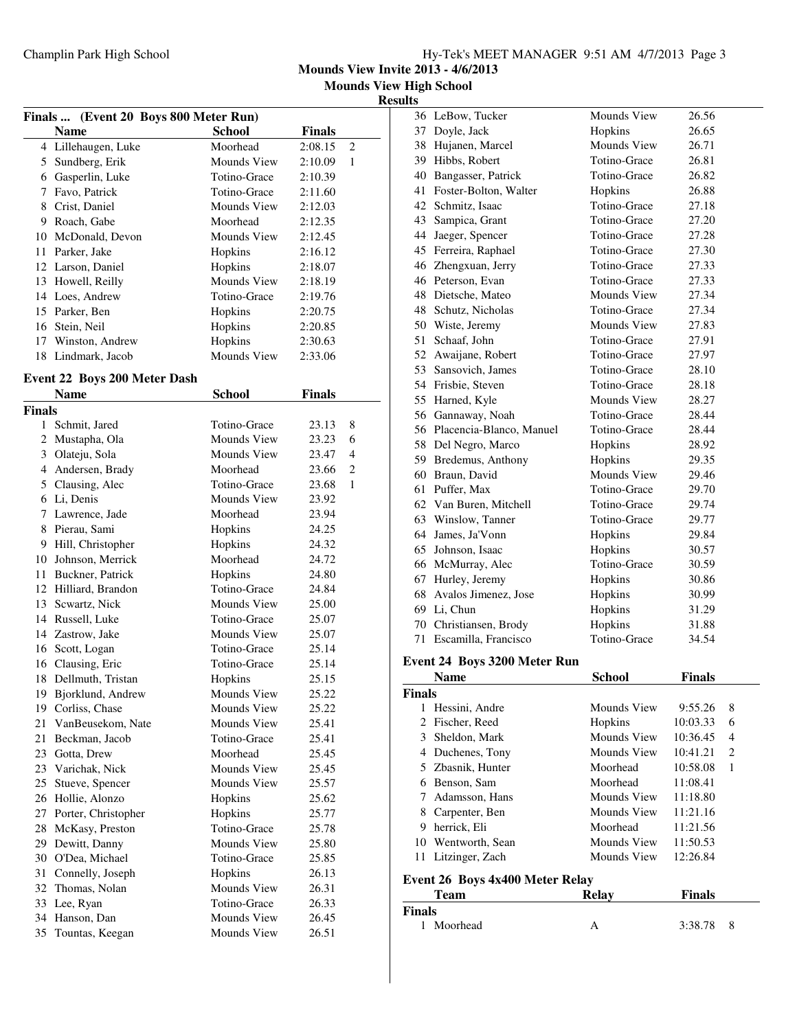# Mounds View Invite 2013 - 4/6/2013

## Mounds View High School

### Results

#### Finals ... (Event 20 Boys 800 Meter Run)

| | Name | School | Finals | |
|---|---|---|---|---|
| 4 | Lillehaugen, Luke | Moorhead | 2:08.15 | 2 |
| 5 | Sundberg, Erik | Mounds View | 2:10.09 | 1 |
| 6 | Gasperlin, Luke | Totino-Grace | 2:10.39 | |
| 7 | Favo, Patrick | Totino-Grace | 2:11.60 | |
| 8 | Crist, Daniel | Mounds View | 2:12.03 | |
| 9 | Roach, Gabe | Moorhead | 2:12.35 | |
| 10 | McDonald, Devon | Mounds View | 2:12.45 | |
| 11 | Parker, Jake | Hopkins | 2:16.12 | |
| 12 | Larson, Daniel | Hopkins | 2:18.07 | |
| 13 | Howell, Reilly | Mounds View | 2:18.19 | |
| 14 | Loes, Andrew | Totino-Grace | 2:19.76 | |
| 15 | Parker, Ben | Hopkins | 2:20.75 | |
| 16 | Stein, Neil | Hopkins | 2:20.85 | |
| 17 | Winston, Andrew | Hopkins | 2:30.63 | |
| 18 | Lindmark, Jacob | Mounds View | 2:33.06 | |

#### Event 22 Boys 200 Meter Dash

**Finals**

| | Name | School | Finals | |
|---|---|---|---|---|
| 1 | Schmit, Jared | Totino-Grace | 23.13 | 8 |
| 2 | Mustapha, Ola | Mounds View | 23.23 | 6 |
| 3 | Olateju, Sola | Mounds View | 23.47 | 4 |
| 4 | Andersen, Brady | Moorhead | 23.66 | 2 |
| 5 | Clausing, Alec | Totino-Grace | 23.68 | 1 |
| 6 | Li, Denis | Mounds View | 23.92 | |
| 7 | Lawrence, Jade | Moorhead | 23.94 | |
| 8 | Pierau, Sami | Hopkins | 24.25 | |
| 9 | Hill, Christopher | Hopkins | 24.32 | |
| 10 | Johnson, Merrick | Moorhead | 24.72 | |
| 11 | Buckner, Patrick | Hopkins | 24.80 | |
| 12 | Hilliard, Brandon | Totino-Grace | 24.84 | |
| 13 | Scwartz, Nick | Mounds View | 25.00 | |
| 14 | Russell, Luke | Totino-Grace | 25.07 | |
| 14 | Zastrow, Jake | Mounds View | 25.07 | |
| 16 | Scott, Logan | Totino-Grace | 25.14 | |
| 16 | Clausing, Eric | Totino-Grace | 25.14 | |
| 18 | Dellmuth, Tristan | Hopkins | 25.15 | |
| 19 | Bjorklund, Andrew | Mounds View | 25.22 | |
| 19 | Corliss, Chase | Mounds View | 25.22 | |
| 21 | VanBeusekom, Nate | Mounds View | 25.41 | |
| 21 | Beckman, Jacob | Totino-Grace | 25.41 | |
| 23 | Gotta, Drew | Moorhead | 25.45 | |
| 23 | Varichak, Nick | Mounds View | 25.45 | |
| 25 | Stueve, Spencer | Mounds View | 25.57 | |
| 26 | Hollie, Alonzo | Hopkins | 25.62 | |
| 27 | Porter, Christopher | Hopkins | 25.77 | |
| 28 | McKasy, Preston | Totino-Grace | 25.78 | |
| 29 | Dewitt, Danny | Mounds View | 25.80 | |
| 30 | O'Dea, Michael | Totino-Grace | 25.85 | |
| 31 | Connelly, Joseph | Hopkins | 26.13 | |
| 32 | Thomas, Nolan | Mounds View | 26.31 | |
| 33 | Lee, Ryan | Totino-Grace | 26.33 | |
| 34 | Hanson, Dan | Mounds View | 26.45 | |
| 35 | Tountas, Keegan | Mounds View | 26.51 | |
| 36 | LeBow, Tucker | Mounds View | 26.56 | |
| 37 | Doyle, Jack | Hopkins | 26.65 | |
| 38 | Hujanen, Marcel | Mounds View | 26.71 | |
| 39 | Hibbs, Robert | Totino-Grace | 26.81 | |
| 40 | Bangasser, Patrick | Totino-Grace | 26.82 | |
| 41 | Foster-Bolton, Walter | Hopkins | 26.88 | |
| 42 | Schmitz, Isaac | Totino-Grace | 27.18 | |
| 43 | Sampica, Grant | Totino-Grace | 27.20 | |
| 44 | Jaeger, Spencer | Totino-Grace | 27.28 | |
| 45 | Ferreira, Raphael | Totino-Grace | 27.30 | |
| 46 | Zhengxuan, Jerry | Totino-Grace | 27.33 | |
| 46 | Peterson, Evan | Totino-Grace | 27.33 | |
| 48 | Dietsche, Mateo | Mounds View | 27.34 | |
| 48 | Schutz, Nicholas | Totino-Grace | 27.34 | |
| 50 | Wiste, Jeremy | Mounds View | 27.83 | |
| 51 | Schaaf, John | Totino-Grace | 27.91 | |
| 52 | Awaijane, Robert | Totino-Grace | 27.97 | |
| 53 | Sansovich, James | Totino-Grace | 28.10 | |
| 54 | Frisbie, Steven | Totino-Grace | 28.18 | |
| 55 | Harned, Kyle | Mounds View | 28.27 | |
| 56 | Gannaway, Noah | Totino-Grace | 28.44 | |
| 56 | Placencia-Blanco, Manuel | Totino-Grace | 28.44 | |
| 58 | Del Negro, Marco | Hopkins | 28.92 | |
| 59 | Bredemus, Anthony | Hopkins | 29.35 | |
| 60 | Braun, David | Mounds View | 29.46 | |
| 61 | Puffer, Max | Totino-Grace | 29.70 | |
| 62 | Van Buren, Mitchell | Totino-Grace | 29.74 | |
| 63 | Winslow, Tanner | Totino-Grace | 29.77 | |
| 64 | James, Ja'Vonn | Hopkins | 29.84 | |
| 65 | Johnson, Isaac | Hopkins | 30.57 | |
| 66 | McMurray, Alec | Totino-Grace | 30.59 | |
| 67 | Hurley, Jeremy | Hopkins | 30.86 | |
| 68 | Avalos Jimenez, Jose | Hopkins | 30.99 | |
| 69 | Li, Chun | Hopkins | 31.29 | |
| 70 | Christiansen, Brody | Hopkins | 31.88 | |
| 71 | Escamilla, Francisco | Totino-Grace | 34.54 | |

#### Event 24 Boys 3200 Meter Run

**Finals**

| | Name | School | Finals | |
|---|---|---|---|---|
| 1 | Hessini, Andre | Mounds View | 9:55.26 | 8 |
| 2 | Fischer, Reed | Hopkins | 10:03.33 | 6 |
| 3 | Sheldon, Mark | Mounds View | 10:36.45 | 4 |
| 4 | Duchenes, Tony | Mounds View | 10:41.21 | 2 |
| 5 | Zbasnik, Hunter | Moorhead | 10:58.08 | 1 |
| 6 | Benson, Sam | Moorhead | 11:08.41 | |
| 7 | Adamsson, Hans | Mounds View | 11:18.80 | |
| 8 | Carpenter, Ben | Mounds View | 11:21.16 | |
| 9 | herrick, Eli | Moorhead | 11:21.56 | |
| 10 | Wentworth, Sean | Mounds View | 11:50.53 | |
| 11 | Litzinger, Zach | Mounds View | 12:26.84 | |

#### Event 26 Boys 4x400 Meter Relay

**Finals**

| | Team | Relay | Finals | |
|---|---|---|---|---|
| 1 | Moorhead | A | 3:38.78 | 8 |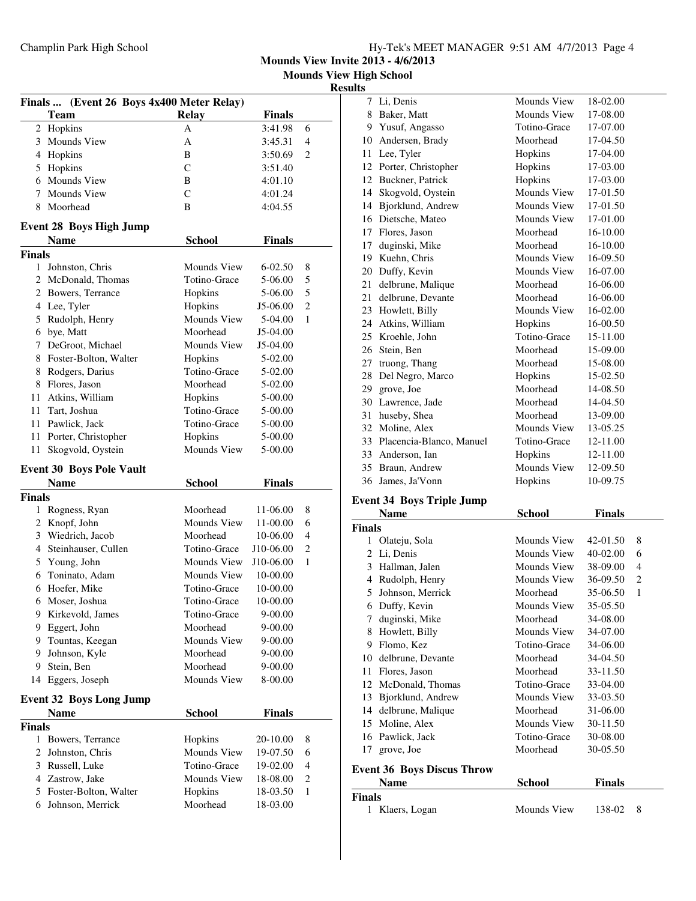**Mounds View Invite 2013 - 4/6/2013**

**Mounds View High School**

**Results**

### Finals ... (Event 26 Boys 4x400 Meter Relay)

| | Team | Relay | Finals | |
|---|---|---|---|---|
| 2 | Hopkins | A | 3:41.98 | 6 |
| 3 | Mounds View | A | 3:45.31 | 4 |
| 4 | Hopkins | B | 3:50.69 | 2 |
| 5 | Hopkins | C | 3:51.40 | |
| 6 | Mounds View | B | 4:01.10 | |
| 7 | Mounds View | C | 4:01.24 | |
| 8 | Moorhead | B | 4:04.55 | |

### Event 28 Boys High Jump

**Finals**

| | Name | School | Finals | |
|---|---|---|---|---|
| 1 | Johnston, Chris | Mounds View | 6-02.50 | 8 |
| 2 | McDonald, Thomas | Totino-Grace | 5-06.00 | 5 |
| 2 | Bowers, Terrance | Hopkins | 5-06.00 | 5 |
| 4 | Lee, Tyler | Hopkins | J5-06.00 | 2 |
| 5 | Rudolph, Henry | Mounds View | 5-04.00 | 1 |
| 6 | bye, Matt | Moorhead | J5-04.00 | |
| 7 | DeGroot, Michael | Mounds View | J5-04.00 | |
| 8 | Foster-Bolton, Walter | Hopkins | 5-02.00 | |
| 8 | Rodgers, Darius | Totino-Grace | 5-02.00 | |
| 8 | Flores, Jason | Moorhead | 5-02.00 | |
| 11 | Atkins, William | Hopkins | 5-00.00 | |
| 11 | Tart, Joshua | Totino-Grace | 5-00.00 | |
| 11 | Pawlick, Jack | Totino-Grace | 5-00.00 | |
| 11 | Porter, Christopher | Hopkins | 5-00.00 | |
| 11 | Skogvold, Oystein | Mounds View | 5-00.00 | |

### Event 30 Boys Pole Vault

**Finals**

| | Name | School | Finals | |
|---|---|---|---|---|
| 1 | Rogness, Ryan | Moorhead | 11-06.00 | 8 |
| 2 | Knopf, John | Mounds View | 11-00.00 | 6 |
| 3 | Wiedrich, Jacob | Moorhead | 10-06.00 | 4 |
| 4 | Steinhauser, Cullen | Totino-Grace | J10-06.00 | 2 |
| 5 | Young, John | Mounds View | J10-06.00 | 1 |
| 6 | Toninato, Adam | Mounds View | 10-00.00 | |
| 6 | Hoefer, Mike | Totino-Grace | 10-00.00 | |
| 6 | Moser, Joshua | Totino-Grace | 10-00.00 | |
| 9 | Kirkevold, James | Totino-Grace | 9-00.00 | |
| 9 | Eggert, John | Moorhead | 9-00.00 | |
| 9 | Tountas, Keegan | Mounds View | 9-00.00 | |
| 9 | Johnson, Kyle | Moorhead | 9-00.00 | |
| 9 | Stein, Ben | Moorhead | 9-00.00 | |
| 14 | Eggers, Joseph | Mounds View | 8-00.00 | |

### Event 32 Boys Long Jump

**Finals**

| | Name | School | Finals | |
|---|---|---|---|---|
| 1 | Bowers, Terrance | Hopkins | 20-10.00 | 8 |
| 2 | Johnston, Chris | Mounds View | 19-07.50 | 6 |
| 3 | Russell, Luke | Totino-Grace | 19-02.00 | 4 |
| 4 | Zastrow, Jake | Mounds View | 18-08.00 | 2 |
| 5 | Foster-Bolton, Walter | Hopkins | 18-03.50 | 1 |
| 6 | Johnson, Merrick | Moorhead | 18-03.00 | |
| 7 | Li, Denis | Mounds View | 18-02.00 | |
| 8 | Baker, Matt | Mounds View | 17-08.00 | |
| 9 | Yusuf, Angasso | Totino-Grace | 17-07.00 | |
| 10 | Andersen, Brady | Moorhead | 17-04.50 | |
| 11 | Lee, Tyler | Hopkins | 17-04.00 | |
| 12 | Porter, Christopher | Hopkins | 17-03.00 | |
| 12 | Buckner, Patrick | Hopkins | 17-03.00 | |
| 14 | Skogvold, Oystein | Mounds View | 17-01.50 | |
| 14 | Bjorklund, Andrew | Mounds View | 17-01.50 | |
| 16 | Dietsche, Mateo | Mounds View | 17-01.00 | |
| 17 | Flores, Jason | Moorhead | 16-10.00 | |
| 17 | duginski, Mike | Moorhead | 16-10.00 | |
| 19 | Kuehn, Chris | Mounds View | 16-09.50 | |
| 20 | Duffy, Kevin | Mounds View | 16-07.00 | |
| 21 | delbrune, Malique | Moorhead | 16-06.00 | |
| 21 | delbrune, Devante | Moorhead | 16-06.00 | |
| 23 | Howlett, Billy | Mounds View | 16-02.00 | |
| 24 | Atkins, William | Hopkins | 16-00.50 | |
| 25 | Kroehle, John | Totino-Grace | 15-11.00 | |
| 26 | Stein, Ben | Moorhead | 15-09.00 | |
| 27 | truong, Thang | Moorhead | 15-08.00 | |
| 28 | Del Negro, Marco | Hopkins | 15-02.50 | |
| 29 | grove, Joe | Moorhead | 14-08.50 | |
| 30 | Lawrence, Jade | Moorhead | 14-04.50 | |
| 31 | huseby, Shea | Moorhead | 13-09.00 | |
| 32 | Moline, Alex | Mounds View | 13-05.25 | |
| 33 | Placencia-Blanco, Manuel | Totino-Grace | 12-11.00 | |
| 33 | Anderson, Ian | Hopkins | 12-11.00 | |
| 35 | Braun, Andrew | Mounds View | 12-09.50 | |
| 36 | James, Ja'Vonn | Hopkins | 10-09.75 | |

### Event 34 Boys Triple Jump

**Finals**

| | Name | School | Finals | |
|---|---|---|---|---|
| 1 | Olateju, Sola | Mounds View | 42-01.50 | 8 |
| 2 | Li, Denis | Mounds View | 40-02.00 | 6 |
| 3 | Hallman, Jalen | Mounds View | 38-09.00 | 4 |
| 4 | Rudolph, Henry | Mounds View | 36-09.50 | 2 |
| 5 | Johnson, Merrick | Moorhead | 35-06.50 | 1 |
| 6 | Duffy, Kevin | Mounds View | 35-05.50 | |
| 7 | duginski, Mike | Moorhead | 34-08.00 | |
| 8 | Howlett, Billy | Mounds View | 34-07.00 | |
| 9 | Flomo, Kez | Totino-Grace | 34-06.00 | |
| 10 | delbrune, Devante | Moorhead | 34-04.50 | |
| 11 | Flores, Jason | Moorhead | 33-11.50 | |
| 12 | McDonald, Thomas | Totino-Grace | 33-04.00 | |
| 13 | Bjorklund, Andrew | Mounds View | 33-03.50 | |
| 14 | delbrune, Malique | Moorhead | 31-06.00 | |
| 15 | Moline, Alex | Mounds View | 30-11.50 | |
| 16 | Pawlick, Jack | Totino-Grace | 30-08.00 | |
| 17 | grove, Joe | Moorhead | 30-05.50 | |

### Event 36 Boys Discus Throw

**Finals**

| | Name | School | Finals | |
|---|---|---|---|---|
| 1 | Klaers, Logan | Mounds View | 138-02 | 8 |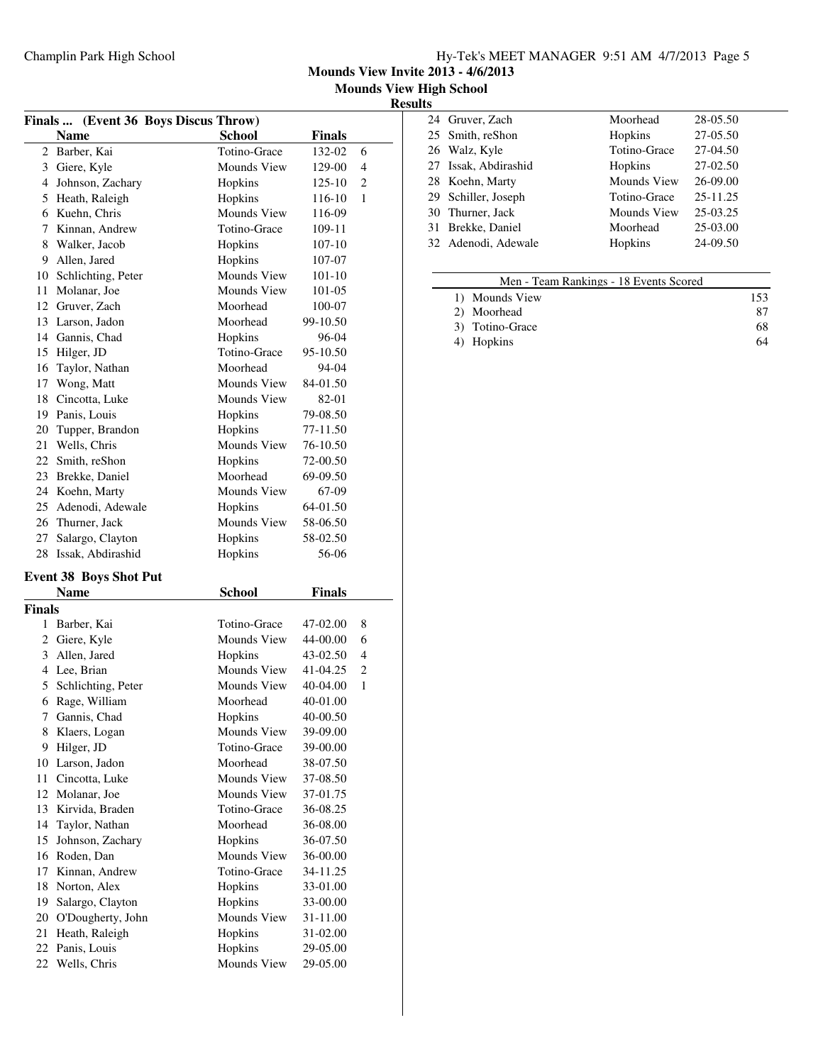**Mounds View Invite 2013 - 4/6/2013**

**Mounds View High School**

**Results**

## Finals ... (Event 36 Boys Discus Throw)

| | Name | School | Finals | |
|---|---|---|---|---|
| 2 | Barber, Kai | Totino-Grace | 132-02 | 6 |
| 3 | Giere, Kyle | Mounds View | 129-00 | 4 |
| 4 | Johnson, Zachary | Hopkins | 125-10 | 2 |
| 5 | Heath, Raleigh | Hopkins | 116-10 | 1 |
| 6 | Kuehn, Chris | Mounds View | 116-09 | |
| 7 | Kinnan, Andrew | Totino-Grace | 109-11 | |
| 8 | Walker, Jacob | Hopkins | 107-10 | |
| 9 | Allen, Jared | Hopkins | 107-07 | |
| 10 | Schlichting, Peter | Mounds View | 101-10 | |
| 11 | Molanar, Joe | Mounds View | 101-05 | |
| 12 | Gruver, Zach | Moorhead | 100-07 | |
| 13 | Larson, Jadon | Moorhead | 99-10.50 | |
| 14 | Gannis, Chad | Hopkins | 96-04 | |
| 15 | Hilger, JD | Totino-Grace | 95-10.50 | |
| 16 | Taylor, Nathan | Moorhead | 94-04 | |
| 17 | Wong, Matt | Mounds View | 84-01.50 | |
| 18 | Cincotta, Luke | Mounds View | 82-01 | |
| 19 | Panis, Louis | Hopkins | 79-08.50 | |
| 20 | Tupper, Brandon | Hopkins | 77-11.50 | |
| 21 | Wells, Chris | Mounds View | 76-10.50 | |
| 22 | Smith, reShon | Hopkins | 72-00.50 | |
| 23 | Brekke, Daniel | Moorhead | 69-09.50 | |
| 24 | Koehn, Marty | Mounds View | 67-09 | |
| 25 | Adenodi, Adewale | Hopkins | 64-01.50 | |
| 26 | Thurner, Jack | Mounds View | 58-06.50 | |
| 27 | Salargo, Clayton | Hopkins | 58-02.50 | |
| 28 | Issak, Abdirashid | Hopkins | 56-06 | |

## Event 38 Boys Shot Put

| | Name | School | Finals | |
|---|---|---|---|---|
| **Finals** | | | | |
| 1 | Barber, Kai | Totino-Grace | 47-02.00 | 8 |
| 2 | Giere, Kyle | Mounds View | 44-00.00 | 6 |
| 3 | Allen, Jared | Hopkins | 43-02.50 | 4 |
| 4 | Lee, Brian | Mounds View | 41-04.25 | 2 |
| 5 | Schlichting, Peter | Mounds View | 40-04.00 | 1 |
| 6 | Rage, William | Moorhead | 40-01.00 | |
| 7 | Gannis, Chad | Hopkins | 40-00.50 | |
| 8 | Klaers, Logan | Mounds View | 39-09.00 | |
| 9 | Hilger, JD | Totino-Grace | 39-00.00 | |
| 10 | Larson, Jadon | Moorhead | 38-07.50 | |
| 11 | Cincotta, Luke | Mounds View | 37-08.50 | |
| 12 | Molanar, Joe | Mounds View | 37-01.75 | |
| 13 | Kirvida, Braden | Totino-Grace | 36-08.25 | |
| 14 | Taylor, Nathan | Moorhead | 36-08.00 | |
| 15 | Johnson, Zachary | Hopkins | 36-07.50 | |
| 16 | Roden, Dan | Mounds View | 36-00.00 | |
| 17 | Kinnan, Andrew | Totino-Grace | 34-11.25 | |
| 18 | Norton, Alex | Hopkins | 33-01.00 | |
| 19 | Salargo, Clayton | Hopkins | 33-00.00 | |
| 20 | O'Dougherty, John | Mounds View | 31-11.00 | |
| 21 | Heath, Raleigh | Hopkins | 31-02.00 | |
| 22 | Panis, Louis | Hopkins | 29-05.00 | |
| 22 | Wells, Chris | Mounds View | 29-05.00 | |
| 24 | Gruver, Zach | Moorhead | 28-05.50 | |
| 25 | Smith, reShon | Hopkins | 27-05.50 | |
| 26 | Walz, Kyle | Totino-Grace | 27-04.50 | |
| 27 | Issak, Abdirashid | Hopkins | 27-02.50 | |
| 28 | Koehn, Marty | Mounds View | 26-09.00 | |
| 29 | Schiller, Joseph | Totino-Grace | 25-11.25 | |
| 30 | Thurner, Jack | Mounds View | 25-03.25 | |
| 31 | Brekke, Daniel | Moorhead | 25-03.00 | |
| 32 | Adenodi, Adewale | Hopkins | 24-09.50 | |

## Men - Team Rankings - 18 Events Scored

| | | |
|---|---|---|
| 1) | Mounds View | 153 |
| 2) | Moorhead | 87 |
| 3) | Totino-Grace | 68 |
| 4) | Hopkins | 64 |